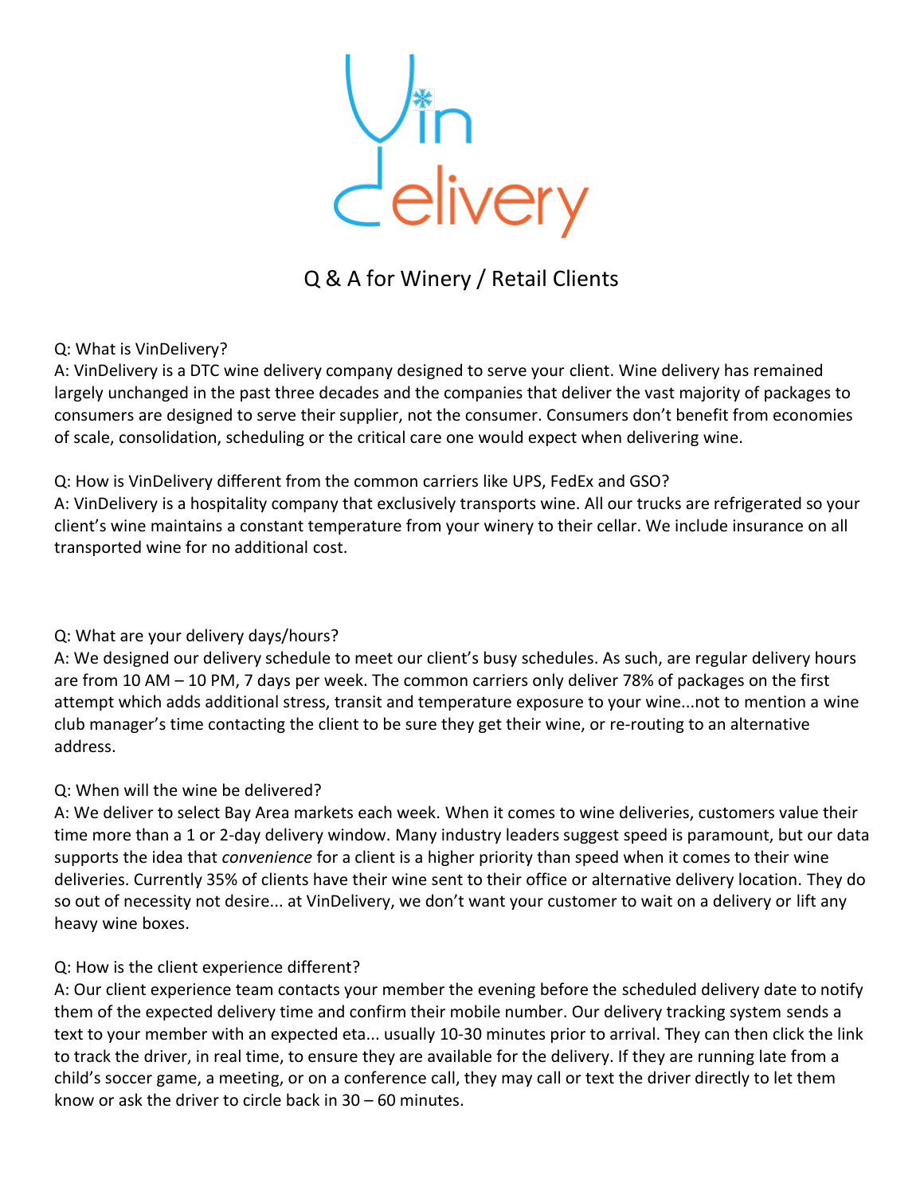# VinDelivery

## Q & A for Winery / Retail Clients

Q: What is VinDelivery?
A: VinDelivery is a DTC wine delivery company designed to serve your client. Wine delivery has remained largely unchanged in the past three decades and the companies that deliver the vast majority of packages to consumers are designed to serve their supplier, not the consumer. Consumers don't benefit from economies of scale, consolidation, scheduling or the critical care one would expect when delivering wine.

Q: How is VinDelivery different from the common carriers like UPS, FedEx and GSO?
A: VinDelivery is a hospitality company that exclusively transports wine. All our trucks are refrigerated so your client's wine maintains a constant temperature from your winery to their cellar. We include insurance on all transported wine for no additional cost.

Q: What are your delivery days/hours?
A: We designed our delivery schedule to meet our client's busy schedules. As such, are regular delivery hours are from 10 AM – 10 PM, 7 days per week. The common carriers only deliver 78% of packages on the first attempt which adds additional stress, transit and temperature exposure to your wine...not to mention a wine club manager's time contacting the client to be sure they get their wine, or re-routing to an alternative address.

Q: When will the wine be delivered?
A: We deliver to select Bay Area markets each week. When it comes to wine deliveries, customers value their time more than a 1 or 2-day delivery window. Many industry leaders suggest speed is paramount, but our data supports the idea that *convenience* for a client is a higher priority than speed when it comes to their wine deliveries. Currently 35% of clients have their wine sent to their office or alternative delivery location. They do so out of necessity not desire... at VinDelivery, we don't want your customer to wait on a delivery or lift any heavy wine boxes.

Q: How is the client experience different?
A: Our client experience team contacts your member the evening before the scheduled delivery date to notify them of the expected delivery time and confirm their mobile number. Our delivery tracking system sends a text to your member with an expected eta... usually 10-30 minutes prior to arrival. They can then click the link to track the driver, in real time, to ensure they are available for the delivery. If they are running late from a child's soccer game, a meeting, or on a conference call, they may call or text the driver directly to let them know or ask the driver to circle back in 30 – 60 minutes.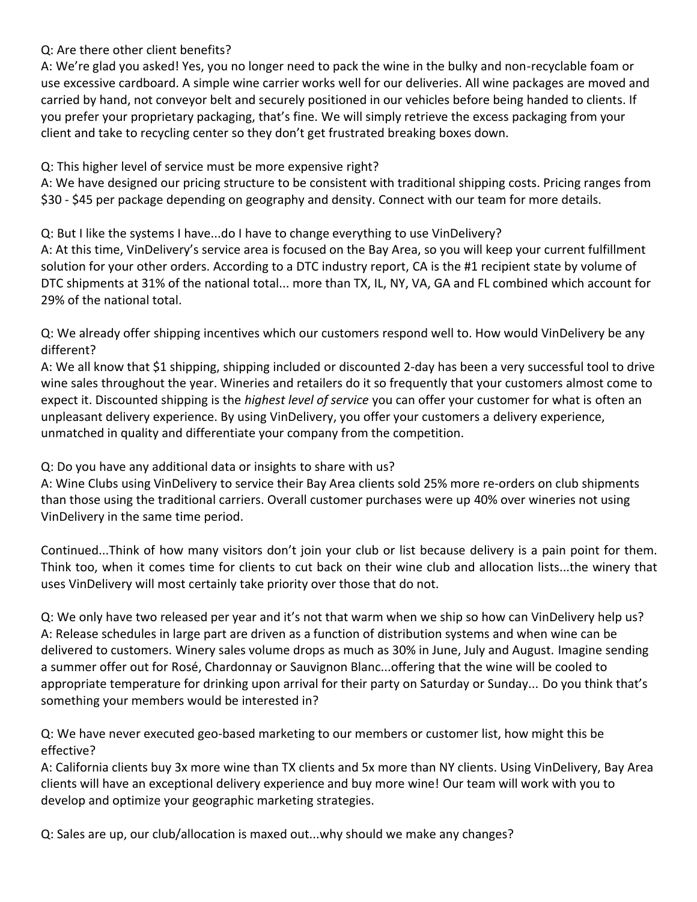Q: Are there other client benefits?
A: We're glad you asked! Yes, you no longer need to pack the wine in the bulky and non-recyclable foam or use excessive cardboard. A simple wine carrier works well for our deliveries. All wine packages are moved and carried by hand, not conveyor belt and securely positioned in our vehicles before being handed to clients. If you prefer your proprietary packaging, that's fine. We will simply retrieve the excess packaging from your client and take to recycling center so they don't get frustrated breaking boxes down.

Q: This higher level of service must be more expensive right?
A: We have designed our pricing structure to be consistent with traditional shipping costs. Pricing ranges from $30 - $45 per package depending on geography and density. Connect with our team for more details.

Q: But I like the systems I have...do I have to change everything to use VinDelivery?
A: At this time, VinDelivery's service area is focused on the Bay Area, so you will keep your current fulfillment solution for your other orders. According to a DTC industry report, CA is the #1 recipient state by volume of DTC shipments at 31% of the national total... more than TX, IL, NY, VA, GA and FL combined which account for 29% of the national total.

Q: We already offer shipping incentives which our customers respond well to. How would VinDelivery be any different?
A: We all know that $1 shipping, shipping included or discounted 2-day has been a very successful tool to drive wine sales throughout the year. Wineries and retailers do it so frequently that your customers almost come to expect it. Discounted shipping is the *highest level of service* you can offer your customer for what is often an unpleasant delivery experience. By using VinDelivery, you offer your customers a delivery experience, unmatched in quality and differentiate your company from the competition.

Q: Do you have any additional data or insights to share with us?
A: Wine Clubs using VinDelivery to service their Bay Area clients sold 25% more re-orders on club shipments than those using the traditional carriers. Overall customer purchases were up 40% over wineries not using VinDelivery in the same time period.

Continued...Think of how many visitors don't join your club or list because delivery is a pain point for them. Think too, when it comes time for clients to cut back on their wine club and allocation lists...the winery that uses VinDelivery will most certainly take priority over those that do not.

Q: We only have two released per year and it's not that warm when we ship so how can VinDelivery help us?
A: Release schedules in large part are driven as a function of distribution systems and when wine can be delivered to customers. Winery sales volume drops as much as 30% in June, July and August. Imagine sending a summer offer out for Rosé, Chardonnay or Sauvignon Blanc...offering that the wine will be cooled to appropriate temperature for drinking upon arrival for their party on Saturday or Sunday... Do you think that's something your members would be interested in?

Q: We have never executed geo-based marketing to our members or customer list, how might this be effective?
A: California clients buy 3x more wine than TX clients and 5x more than NY clients. Using VinDelivery, Bay Area clients will have an exceptional delivery experience and buy more wine! Our team will work with you to develop and optimize your geographic marketing strategies.

Q: Sales are up, our club/allocation is maxed out...why should we make any changes?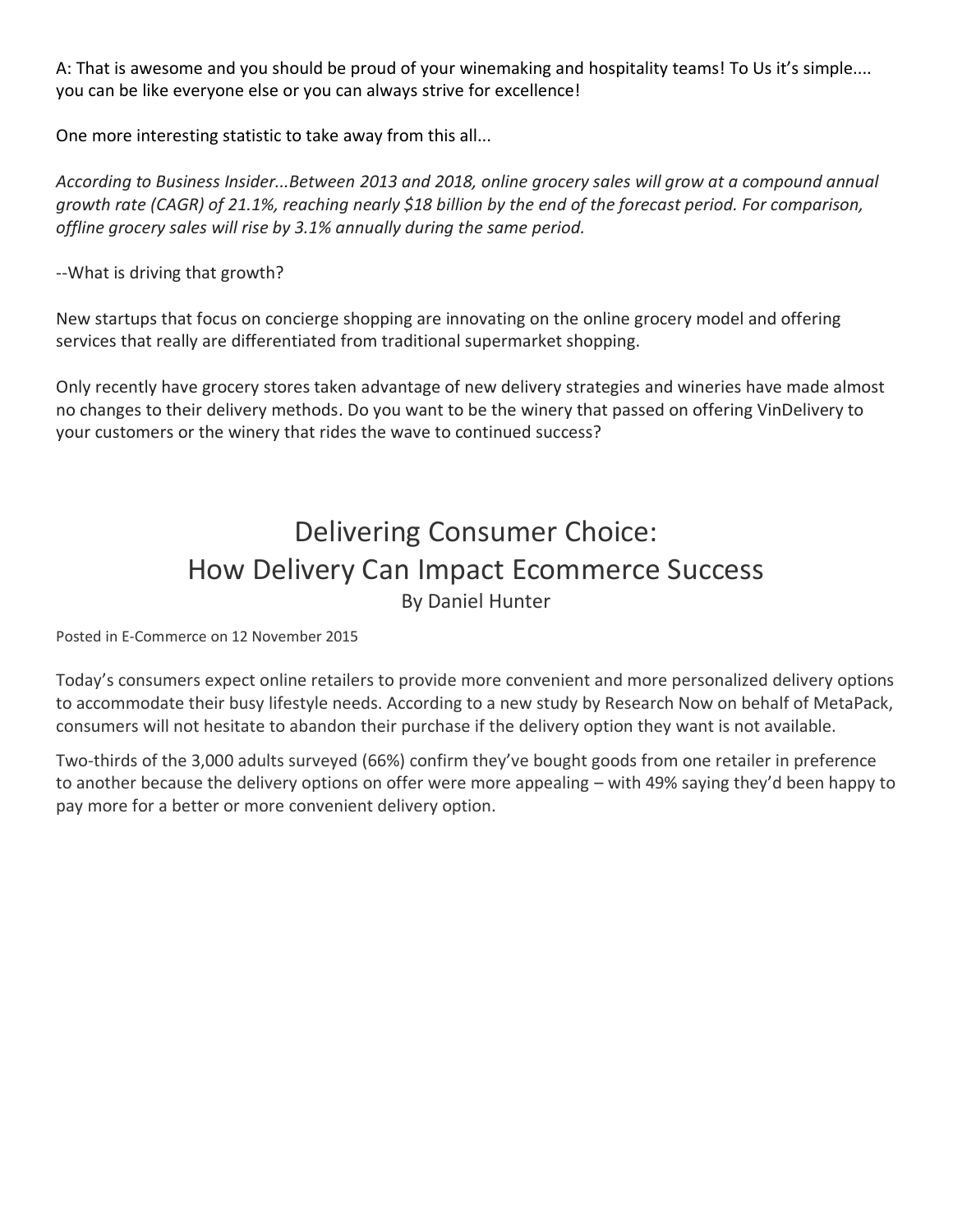A: That is awesome and you should be proud of your winemaking and hospitality teams! To Us it's simple.... you can be like everyone else or you can always strive for excellence!

One more interesting statistic to take away from this all...

*According to Business Insider...Between 2013 and 2018, online grocery sales will grow at a compound annual growth rate (CAGR) of 21.1%, reaching nearly $18 billion by the end of the forecast period. For comparison, offline grocery sales will rise by 3.1% annually during the same period.*

--What is driving that growth?

New startups that focus on concierge shopping are innovating on the online grocery model and offering services that really are differentiated from traditional supermarket shopping.

Only recently have grocery stores taken advantage of new delivery strategies and wineries have made almost no changes to their delivery methods. Do you want to be the winery that passed on offering VinDelivery to your customers or the winery that rides the wave to continued success?

# Delivering Consumer Choice: How Delivery Can Impact Ecommerce Success

By Daniel Hunter

Posted in E-Commerce on 12 November 2015

Today's consumers expect online retailers to provide more convenient and more personalized delivery options to accommodate their busy lifestyle needs. According to a new study by Research Now on behalf of MetaPack, consumers will not hesitate to abandon their purchase if the delivery option they want is not available.

Two-thirds of the 3,000 adults surveyed (66%) confirm they've bought goods from one retailer in preference to another because the delivery options on offer were more appealing – with 49% saying they'd been happy to pay more for a better or more convenient delivery option.